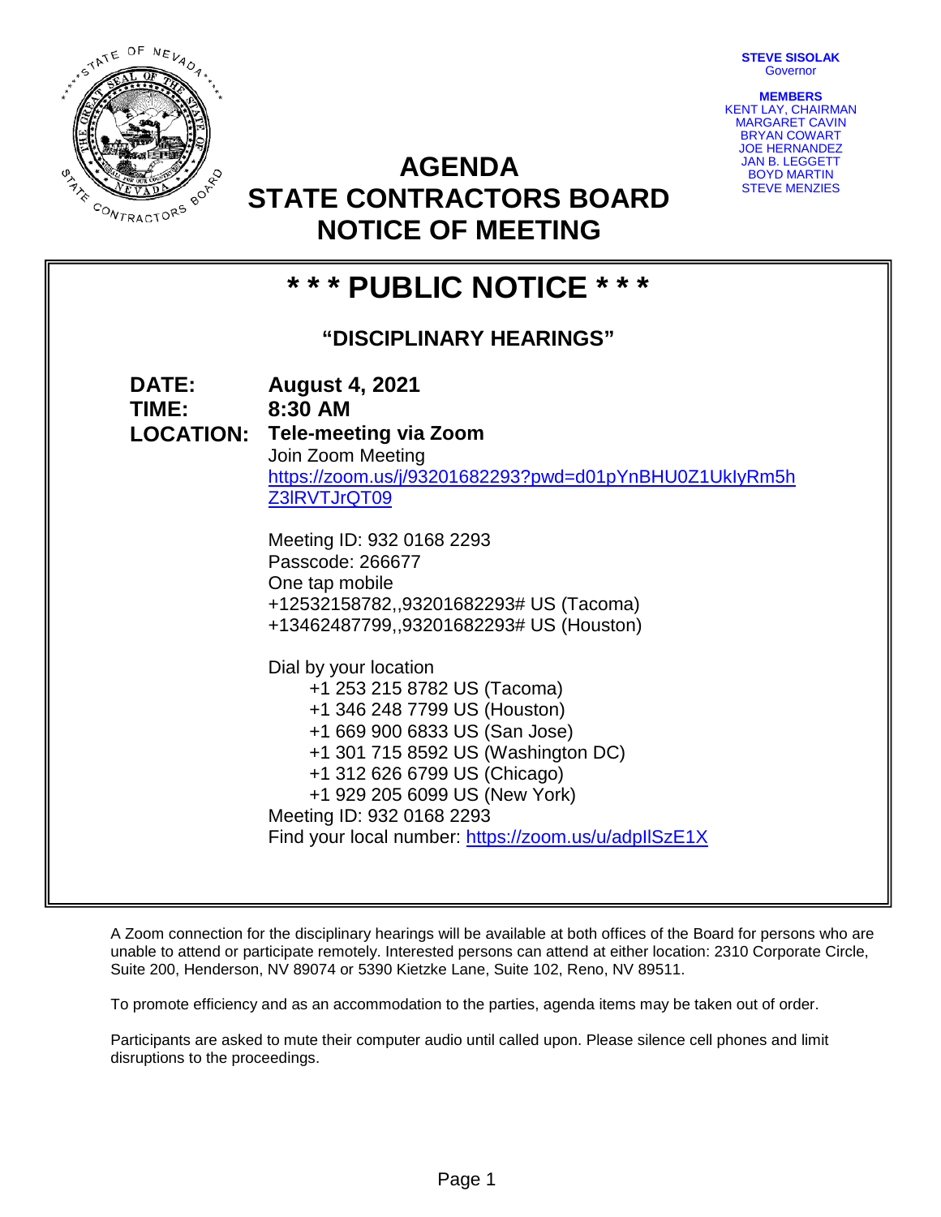**STEVE SISOLAK**
Governor

**MEMBERS**
KENT LAY, CHAIRMAN
MARGARET CAVIN
BRYAN COWART
JOE HERNANDEZ
JAN B. LEGGETT
BOYD MARTIN
STEVE MENZIES

# AGENDA
# STATE CONTRACTORS BOARD
# NOTICE OF MEETING

## * * * PUBLIC NOTICE * * *

### "DISCIPLINARY HEARINGS"

**DATE:** **August 4, 2021**
**TIME:** **8:30 AM**
**LOCATION:** **Tele-meeting via Zoom**

Join Zoom Meeting
https://zoom.us/j/93201682293?pwd=d01pYnBHU0Z1UkIyRm5hZ3lRVTJrQT09

Meeting ID: 932 0168 2293
Passcode: 266677
One tap mobile
+12532158782,,93201682293# US (Tacoma)
+13462487799,,93201682293# US (Houston)

Dial by your location
+1 253 215 8782 US (Tacoma)
+1 346 248 7799 US (Houston)
+1 669 900 6833 US (San Jose)
+1 301 715 8592 US (Washington DC)
+1 312 626 6799 US (Chicago)
+1 929 205 6099 US (New York)
Meeting ID: 932 0168 2293
Find your local number: https://zoom.us/u/adpllSzE1X

A Zoom connection for the disciplinary hearings will be available at both offices of the Board for persons who are unable to attend or participate remotely. Interested persons can attend at either location: 2310 Corporate Circle, Suite 200, Henderson, NV 89074 or 5390 Kietzke Lane, Suite 102, Reno, NV 89511.

To promote efficiency and as an accommodation to the parties, agenda items may be taken out of order.

Participants are asked to mute their computer audio until called upon. Please silence cell phones and limit disruptions to the proceedings.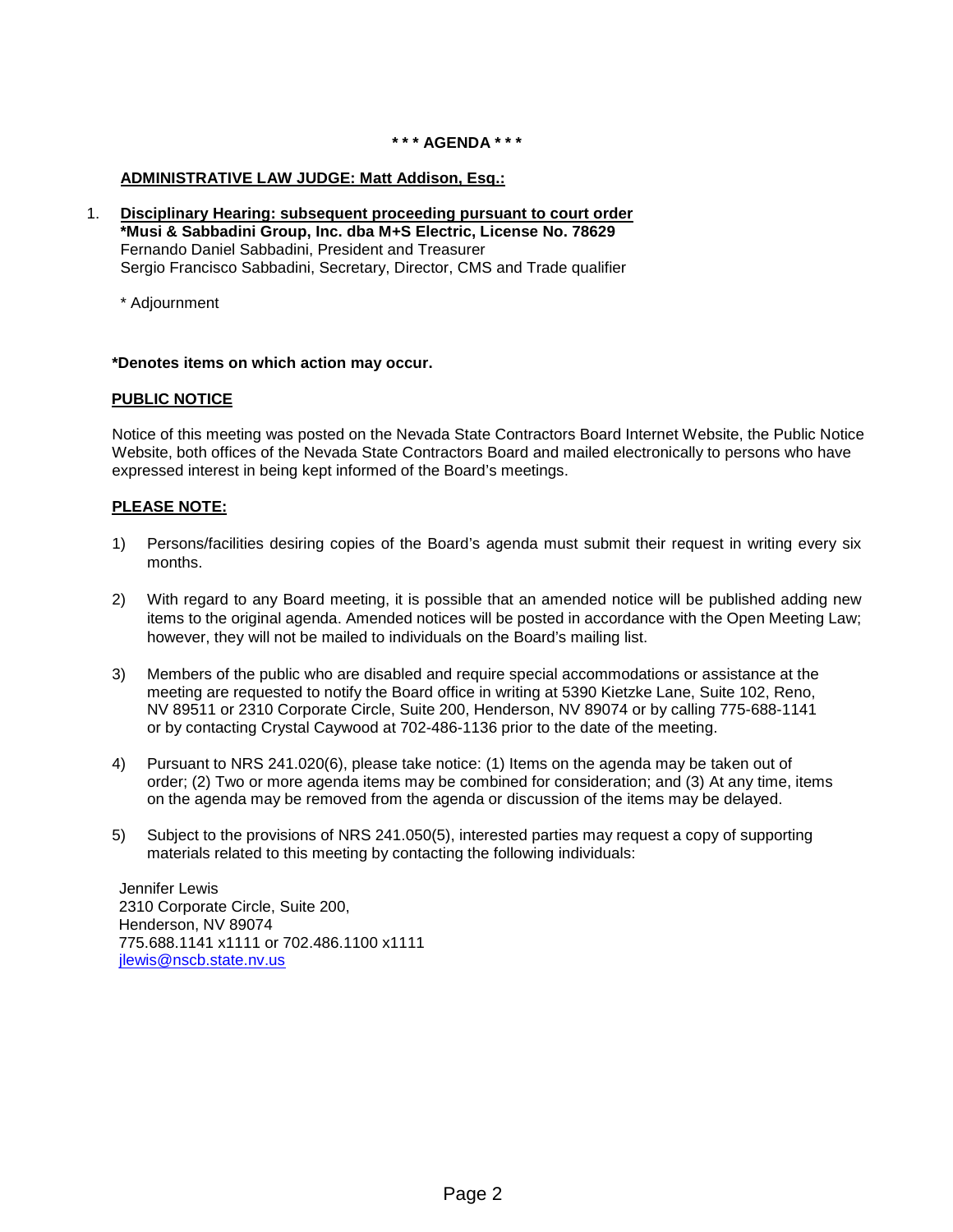**\* \* \* AGENDA \* \* \***

**ADMINISTRATIVE LAW JUDGE: Matt Addison, Esq.:**

1. **Disciplinary Hearing: subsequent proceeding pursuant to court order**
   ***Musi & Sabbadini Group, Inc. dba M+S Electric, License No. 78629**
   Fernando Daniel Sabbadini, President and Treasurer
   Sergio Francisco Sabbadini, Secretary, Director, CMS and Trade qualifier

   \* Adjournment

**\*Denotes items on which action may occur.**

**PUBLIC NOTICE**

Notice of this meeting was posted on the Nevada State Contractors Board Internet Website, the Public Notice Website, both offices of the Nevada State Contractors Board and mailed electronically to persons who have expressed interest in being kept informed of the Board's meetings.

**PLEASE NOTE:**

1) Persons/facilities desiring copies of the Board's agenda must submit their request in writing every six months.

2) With regard to any Board meeting, it is possible that an amended notice will be published adding new items to the original agenda. Amended notices will be posted in accordance with the Open Meeting Law; however, they will not be mailed to individuals on the Board's mailing list.

3) Members of the public who are disabled and require special accommodations or assistance at the meeting are requested to notify the Board office in writing at 5390 Kietzke Lane, Suite 102, Reno, NV 89511 or 2310 Corporate Circle, Suite 200, Henderson, NV 89074 or by calling 775-688-1141 or by contacting Crystal Caywood at 702-486-1136 prior to the date of the meeting.

4) Pursuant to NRS 241.020(6), please take notice: (1) Items on the agenda may be taken out of order; (2) Two or more agenda items may be combined for consideration; and (3) At any time, items on the agenda may be removed from the agenda or discussion of the items may be delayed.

5) Subject to the provisions of NRS 241.050(5), interested parties may request a copy of supporting materials related to this meeting by contacting the following individuals:

Jennifer Lewis
2310 Corporate Circle, Suite 200,
Henderson, NV 89074
775.688.1141 x1111 or 702.486.1100 x1111
jlewis@nscb.state.nv.us